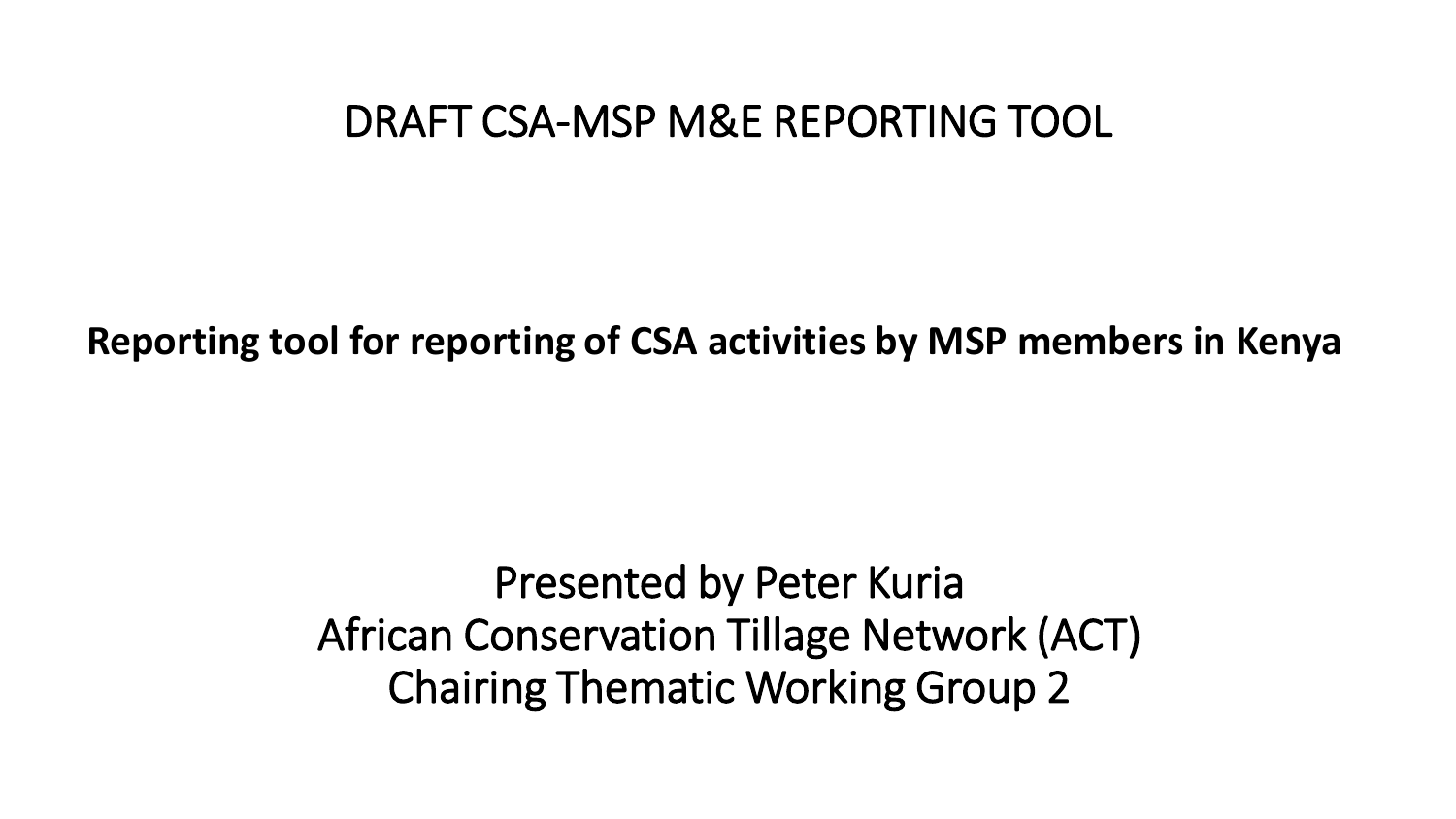# DRAFT CSA-MSP M&E REPORTING TOOL

**Reporting tool for reporting of CSA activities by MSP members in Kenya**

Presented by Peter Kuria
African Conservation Tillage Network (ACT)
Chairing Thematic Working Group 2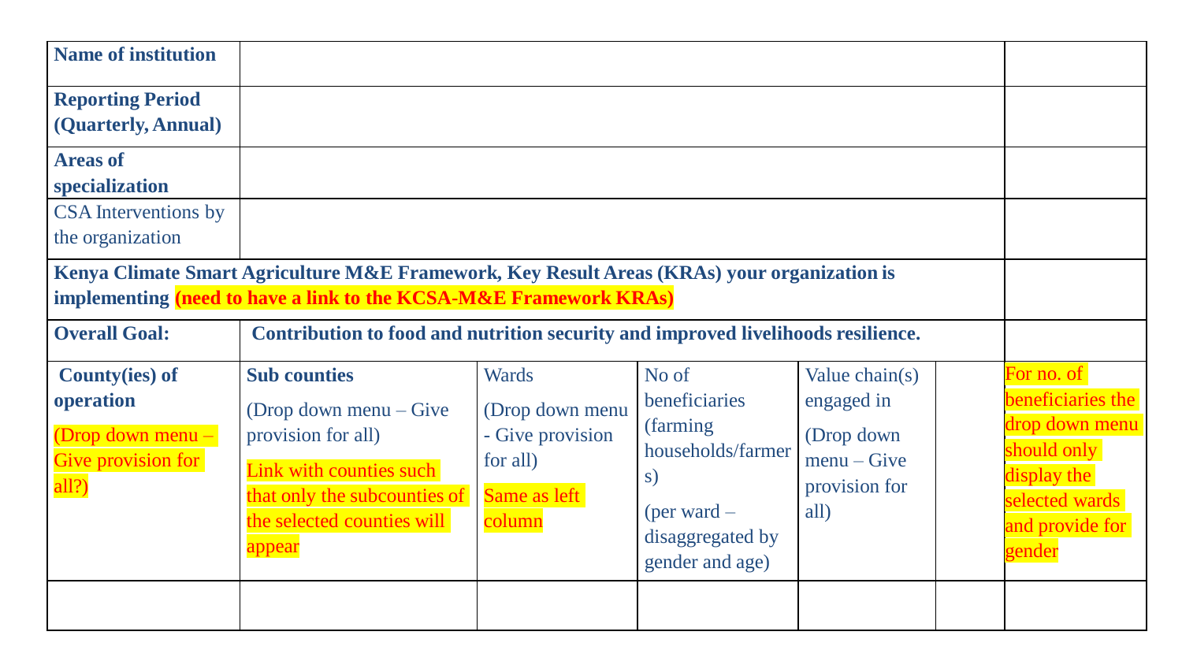| **Name of institution** | | | | | | |
|---|---|---|---|---|---|---|
| **Reporting Period (Quarterly, Annual)** | | | | | | |
| **Areas of specialization** | | | | | | |
| CSA Interventions by the organization | | | | | | |
| **Kenya Climate Smart Agriculture M&E Framework, Key Result Areas (KRAs) your organization is implementing (need to have a link to the KCSA-M&E Framework KRAs)** | | | | | | |
| **Overall Goal:** | **Contribution to food and nutrition security and improved livelihoods resilience.** | | | | | |
| **County(ies) of operation** (Drop down menu – Give provision for all?) | **Sub counties** (Drop down menu – Give provision for all) Link with counties such that only the subcounties of the selected counties will appear | Wards (Drop down menu - Give provision for all) Same as left column | No of beneficiaries (farming households/farmers) (per ward – disaggregated by gender and age) | Value chain(s) engaged in (Drop down menu – Give provision for all) | | For no. of beneficiaries the drop down menu should only display the selected wards and provide for gender |
| | | | | | | |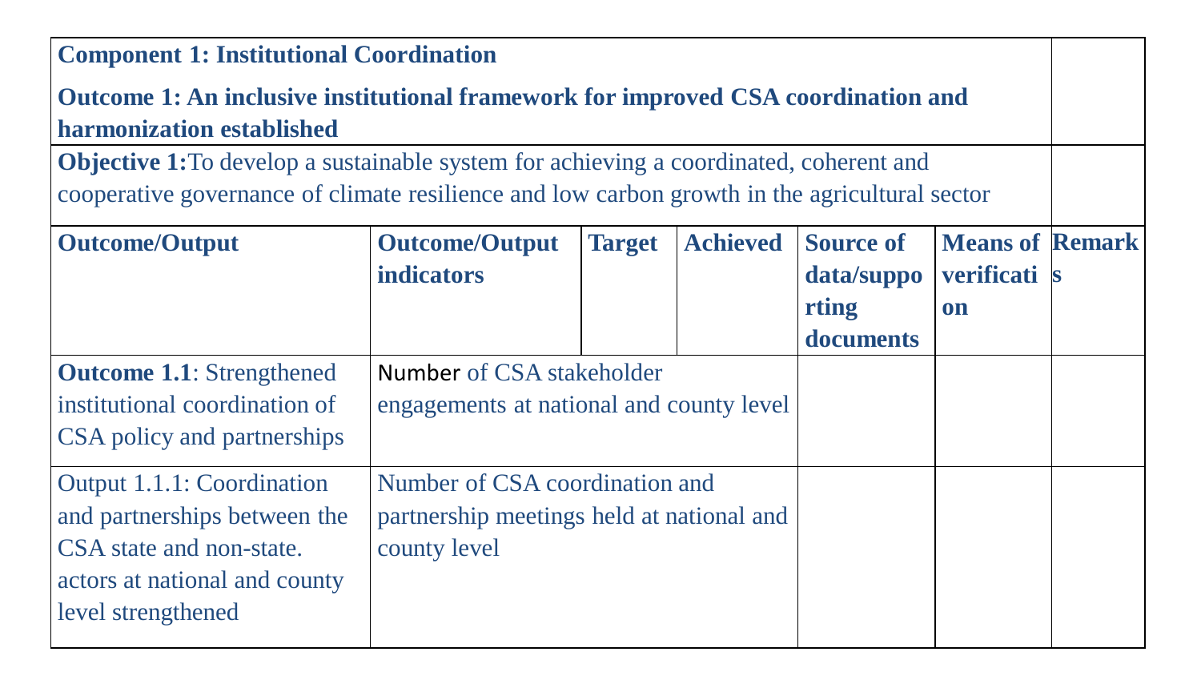| **Component 1: Institutional Coordination**<br><br>**Outcome 1: An inclusive institutional framework for improved CSA coordination and harmonization established** | | | | | | |
|---|---|---|---|---|---|---|
| **Objective 1:** To develop a sustainable system for achieving a coordinated, coherent and cooperative governance of climate resilience and low carbon growth in the agricultural sector | | | | | | |
| **Outcome/Output** | **Outcome/Output indicators** | **Target** | **Achieved** | **Source of data/supporting documents** | **Means of verification** | **Remarks** |
| **Outcome 1.1**: Strengthened institutional coordination of CSA policy and partnerships | Number of CSA stakeholder engagements at national and county level | | | | | |
| Output 1.1.1: Coordination and partnerships between the CSA state and non-state. actors at national and county level strengthened | Number of CSA coordination and partnership meetings held at national and county level | | | | | |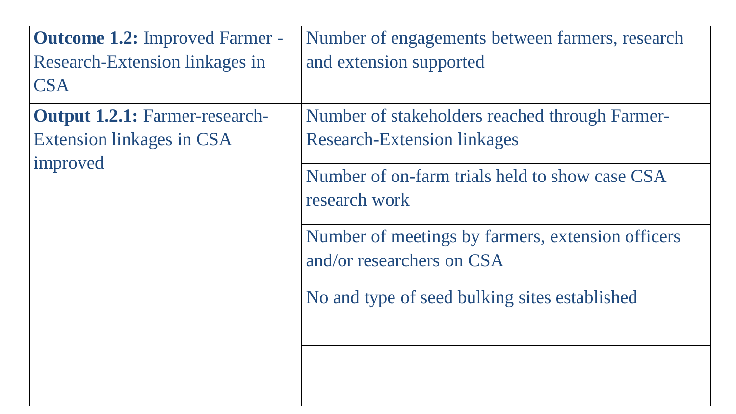| | |
|---|---|
| **Outcome 1.2:** Improved Farmer - Research-Extension linkages in CSA | Number of engagements between farmers, research and extension supported |
| **Output 1.2.1:** Farmer-research-Extension linkages in CSA improved | Number of stakeholders reached through Farmer-Research-Extension linkages |
| | Number of on-farm trials held to show case CSA research work |
| | Number of meetings by farmers, extension officers and/or researchers on CSA |
| | No and type of seed bulking sites established |
| | |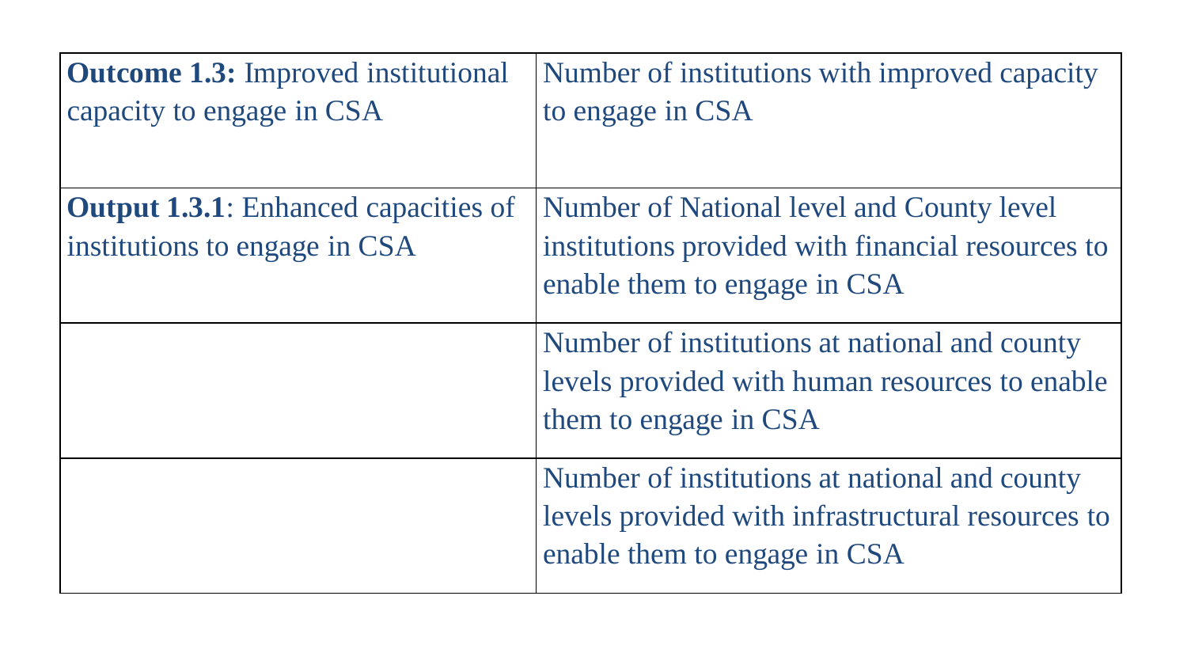| **Outcome 1.3:** Improved institutional capacity to engage in CSA | Number of institutions with improved capacity to engage in CSA |
|---|---|
| **Output 1.3.1**: Enhanced capacities of institutions to engage in CSA | Number of National level and County level institutions provided with financial resources to enable them to engage in CSA |
| | Number of institutions at national and county levels provided with human resources to enable them to engage in CSA |
| | Number of institutions at national and county levels provided with infrastructural resources to enable them to engage in CSA |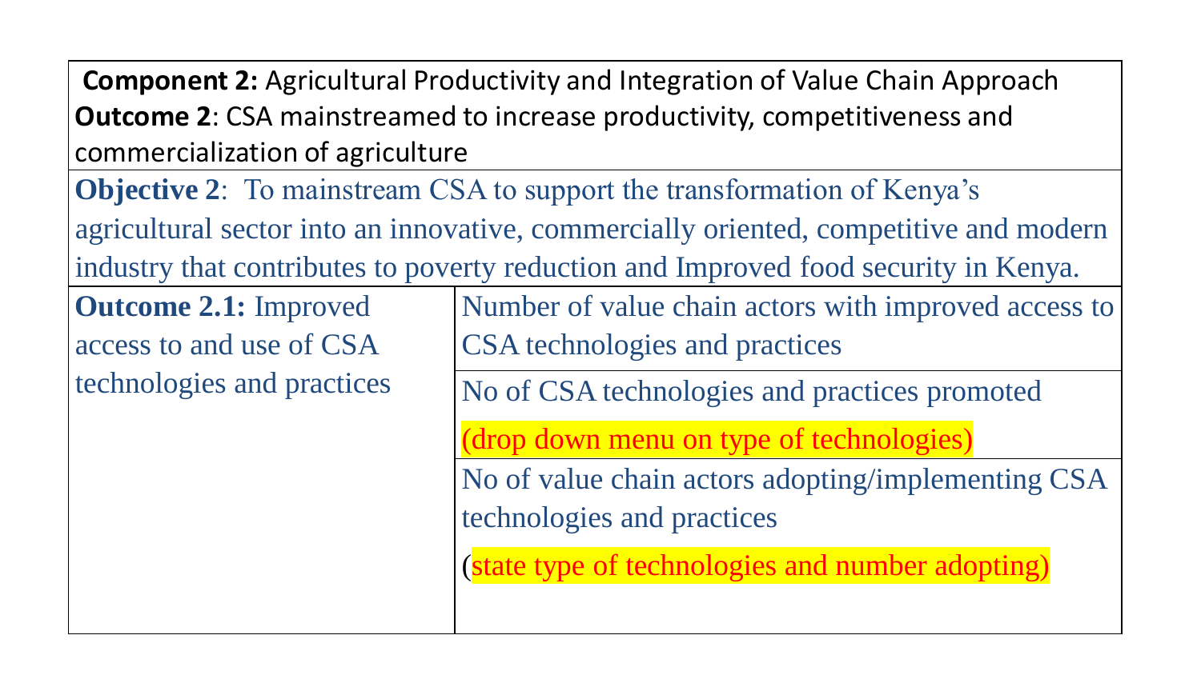| **Component 2:** Agricultural Productivity and Integration of Value Chain Approach<br>**Outcome 2**: CSA mainstreamed to increase productivity, competitiveness and commercialization of agriculture | |
|---|---|
| **Objective 2**: To mainstream CSA to support the transformation of Kenya's agricultural sector into an innovative, commercially oriented, competitive and modern industry that contributes to poverty reduction and Improved food security in Kenya. | |
| **Outcome 2.1:** Improved access to and use of CSA technologies and practices | Number of value chain actors with improved access to CSA technologies and practices |
| | No of CSA technologies and practices promoted<br>(drop down menu on type of technologies) |
| | No of value chain actors adopting/implementing CSA technologies and practices<br>(state type of technologies and number adopting) |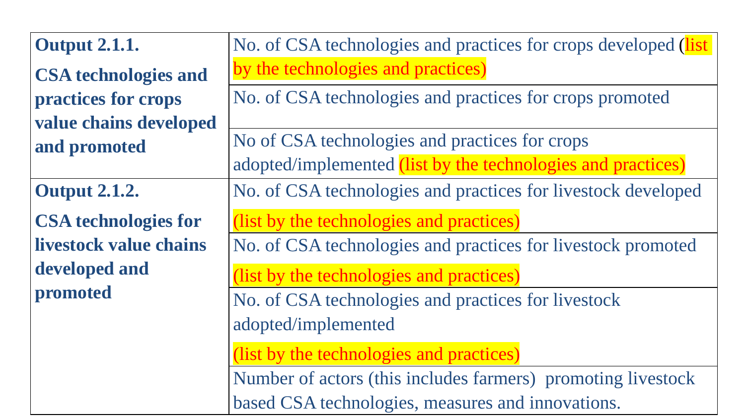| | |
|---|---|
| **Output 2.1.1.** **CSA technologies and practices for crops value chains developed and promoted** | No. of CSA technologies and practices for crops developed (list by the technologies and practices) |
| | No. of CSA technologies and practices for crops promoted |
| | No of CSA technologies and practices for crops adopted/implemented (list by the technologies and practices) |
| **Output 2.1.2.** **CSA technologies for livestock value chains developed and promoted** | No. of CSA technologies and practices for livestock developed (list by the technologies and practices) |
| | No. of CSA technologies and practices for livestock promoted (list by the technologies and practices) |
| | No. of CSA technologies and practices for livestock adopted/implemented (list by the technologies and practices) |
| | Number of actors (this includes farmers) promoting livestock based CSA technologies, measures and innovations. |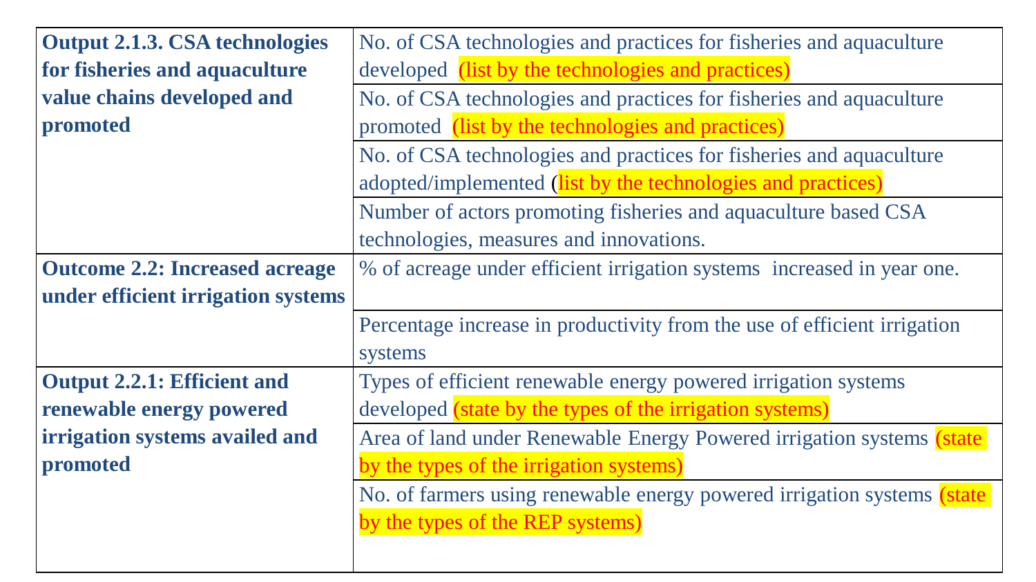| | |
|---|---|
| **Output 2.1.3. CSA technologies for fisheries and aquaculture value chains developed and promoted** | No. of CSA technologies and practices for fisheries and aquaculture developed (list by the technologies and practices) |
| | No. of CSA technologies and practices for fisheries and aquaculture promoted (list by the technologies and practices) |
| | No. of CSA technologies and practices for fisheries and aquaculture adopted/implemented (list by the technologies and practices) |
| | Number of actors promoting fisheries and aquaculture based CSA technologies, measures and innovations. |
| **Outcome 2.2: Increased acreage under efficient irrigation systems** | % of acreage under efficient irrigation systems increased in year one. |
| | Percentage increase in productivity from the use of efficient irrigation systems |
| **Output 2.2.1: Efficient and renewable energy powered irrigation systems availed and promoted** | Types of efficient renewable energy powered irrigation systems developed (state by the types of the irrigation systems) |
| | Area of land under Renewable Energy Powered irrigation systems (state by the types of the irrigation systems) |
| | No. of farmers using renewable energy powered irrigation systems (state by the types of the REP systems) |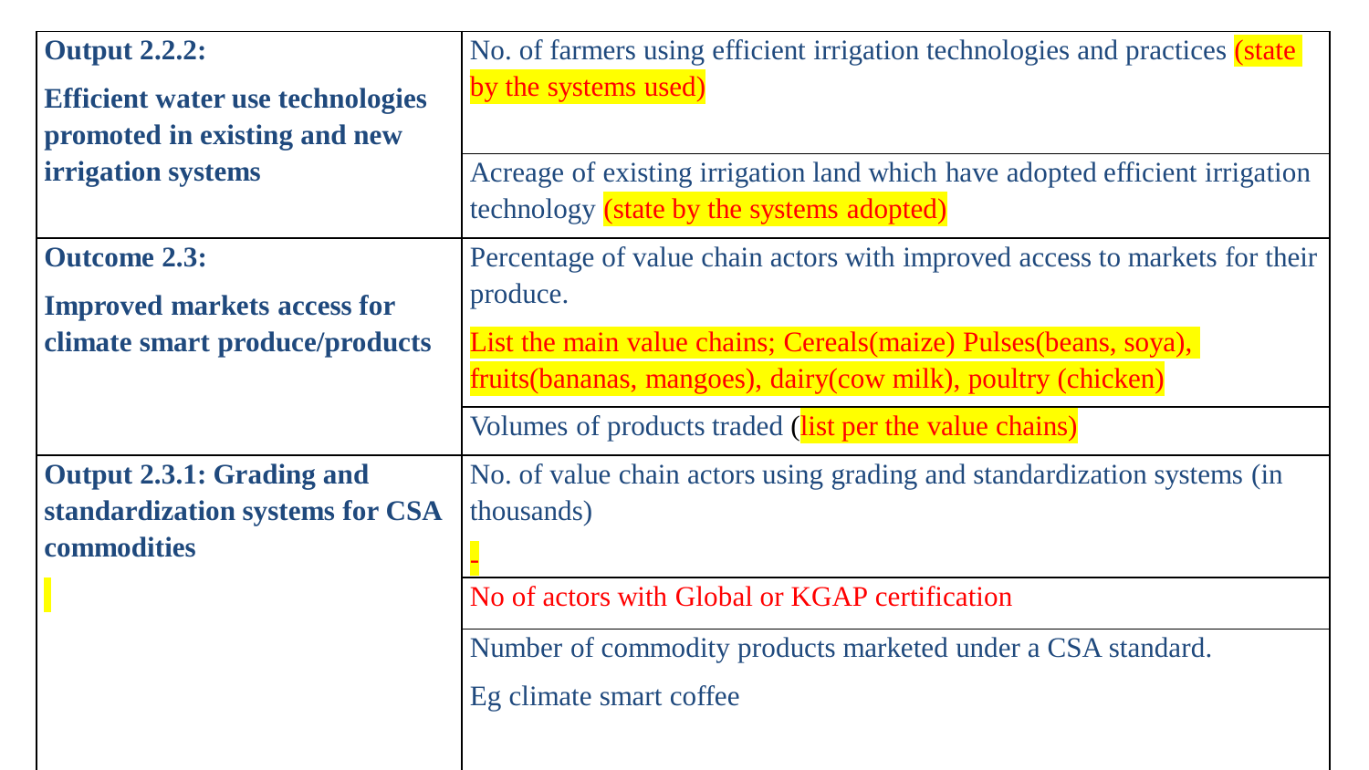| | |
|---|---|
| **Output 2.2.2:** **Efficient water use technologies promoted in existing and new irrigation systems** | No. of farmers using efficient irrigation technologies and practices (state by the systems used) |
| | Acreage of existing irrigation land which have adopted efficient irrigation technology (state by the systems adopted) |
| **Outcome 2.3:** **Improved markets access for climate smart produce/products** | Percentage of value chain actors with improved access to markets for their produce. List the main value chains; Cereals(maize) Pulses(beans, soya), fruits(bananas, mangoes), dairy(cow milk), poultry (chicken) |
| | Volumes of products traded (list per the value chains) |
| **Output 2.3.1: Grading and standardization systems for CSA commodities** | No. of value chain actors using grading and standardization systems (in thousands) - |
| | No of actors with Global or KGAP certification |
| | Number of commodity products marketed under a CSA standard. Eg climate smart coffee |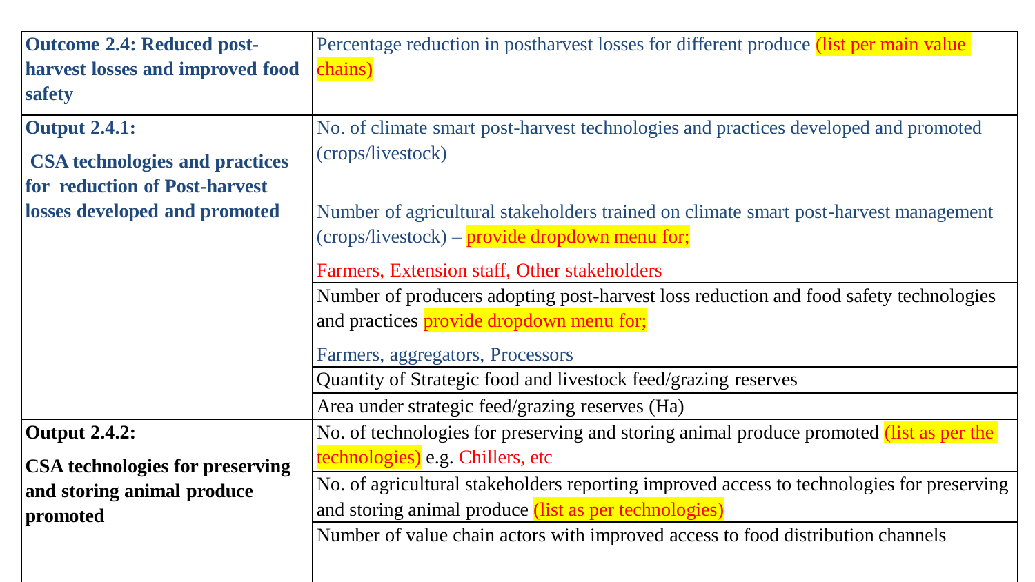| | |
|---|---|
| **Outcome 2.4: Reduced post-harvest losses and improved food safety** | Percentage reduction in postharvest losses for different produce (list per main value chains) |
| **Output 2.4.1: CSA technologies and practices for reduction of Post-harvest losses developed and promoted** | No. of climate smart post-harvest technologies and practices developed and promoted (crops/livestock) |
| | Number of agricultural stakeholders trained on climate smart post-harvest management (crops/livestock) – provide dropdown menu for; Farmers, Extension staff, Other stakeholders |
| | Number of producers adopting post-harvest loss reduction and food safety technologies and practices provide dropdown menu for; Farmers, aggregators, Processors |
| | Quantity of Strategic food and livestock feed/grazing reserves |
| | Area under strategic feed/grazing reserves (Ha) |
| **Output 2.4.2: CSA technologies for preserving and storing animal produce promoted** | No. of technologies for preserving and storing animal produce promoted (list as per the technologies) e.g. Chillers, etc |
| | No. of agricultural stakeholders reporting improved access to technologies for preserving and storing animal produce (list as per technologies) |
| | Number of value chain actors with improved access to food distribution channels |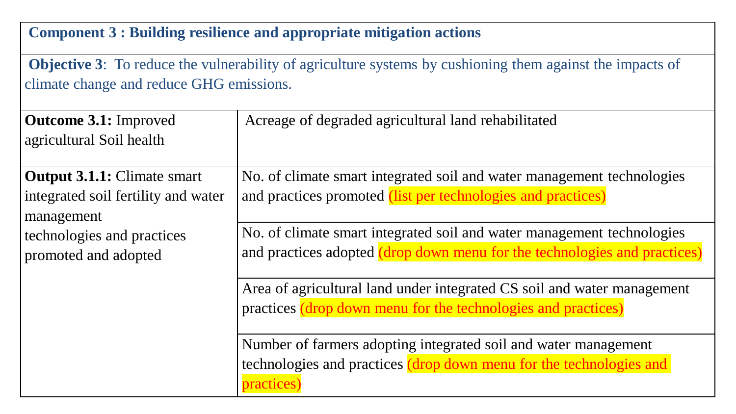| **Component 3 : Building resilience and appropriate mitigation actions** | |
|---|---|
| **Objective 3**: To reduce the vulnerability of agriculture systems by cushioning them against the impacts of climate change and reduce GHG emissions. | |
| **Outcome 3.1:** Improved agricultural Soil health | Acreage of degraded agricultural land rehabilitated |
| **Output 3.1.1:** Climate smart integrated soil fertility and water management technologies and practices promoted and adopted | No. of climate smart integrated soil and water management technologies and practices promoted (list per technologies and practices) |
| | No. of climate smart integrated soil and water management technologies and practices adopted (drop down menu for the technologies and practices) |
| | Area of agricultural land under integrated CS soil and water management practices (drop down menu for the technologies and practices) |
| | Number of farmers adopting integrated soil and water management technologies and practices (drop down menu for the technologies and practices) |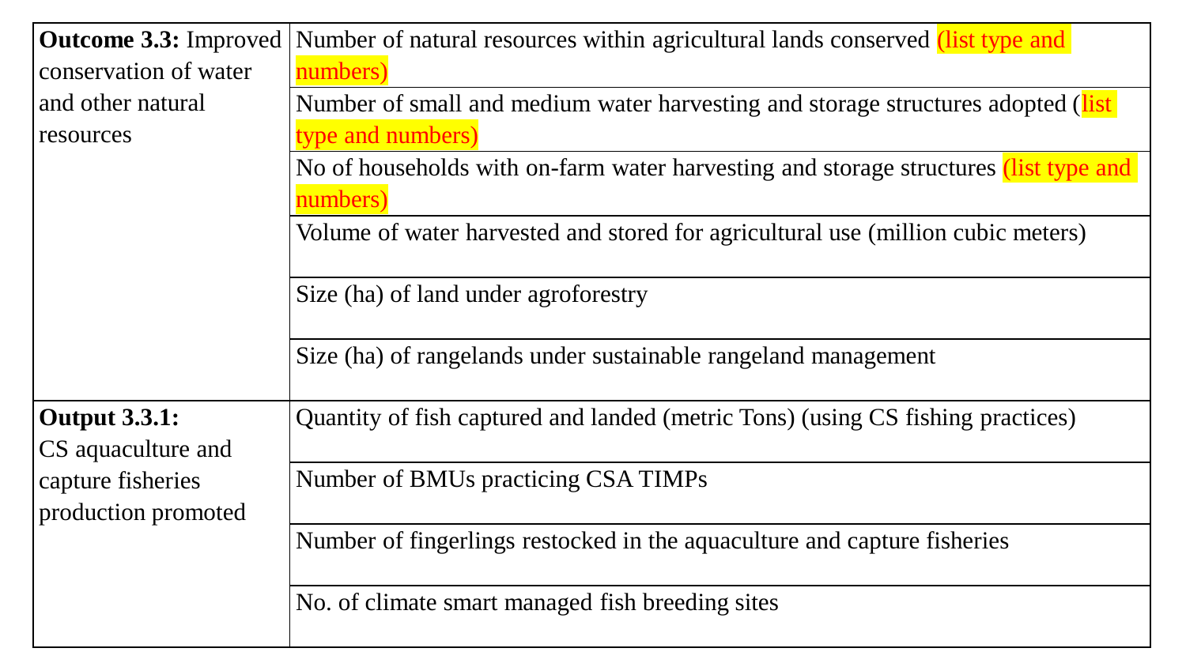| | |
|---|---|
| **Outcome 3.3:** Improved conservation of water and other natural resources | Number of natural resources within agricultural lands conserved (list type and numbers) |
| | Number of small and medium water harvesting and storage structures adopted (list type and numbers) |
| | No of households with on-farm water harvesting and storage structures (list type and numbers) |
| | Volume of water harvested and stored for agricultural use (million cubic meters) |
| | Size (ha) of land under agroforestry |
| | Size (ha) of rangelands under sustainable rangeland management |
| **Output 3.3.1:** CS aquaculture and capture fisheries production promoted | Quantity of fish captured and landed (metric Tons) (using CS fishing practices) |
| | Number of BMUs practicing CSA TIMPs |
| | Number of fingerlings restocked in the aquaculture and capture fisheries |
| | No. of climate smart managed fish breeding sites |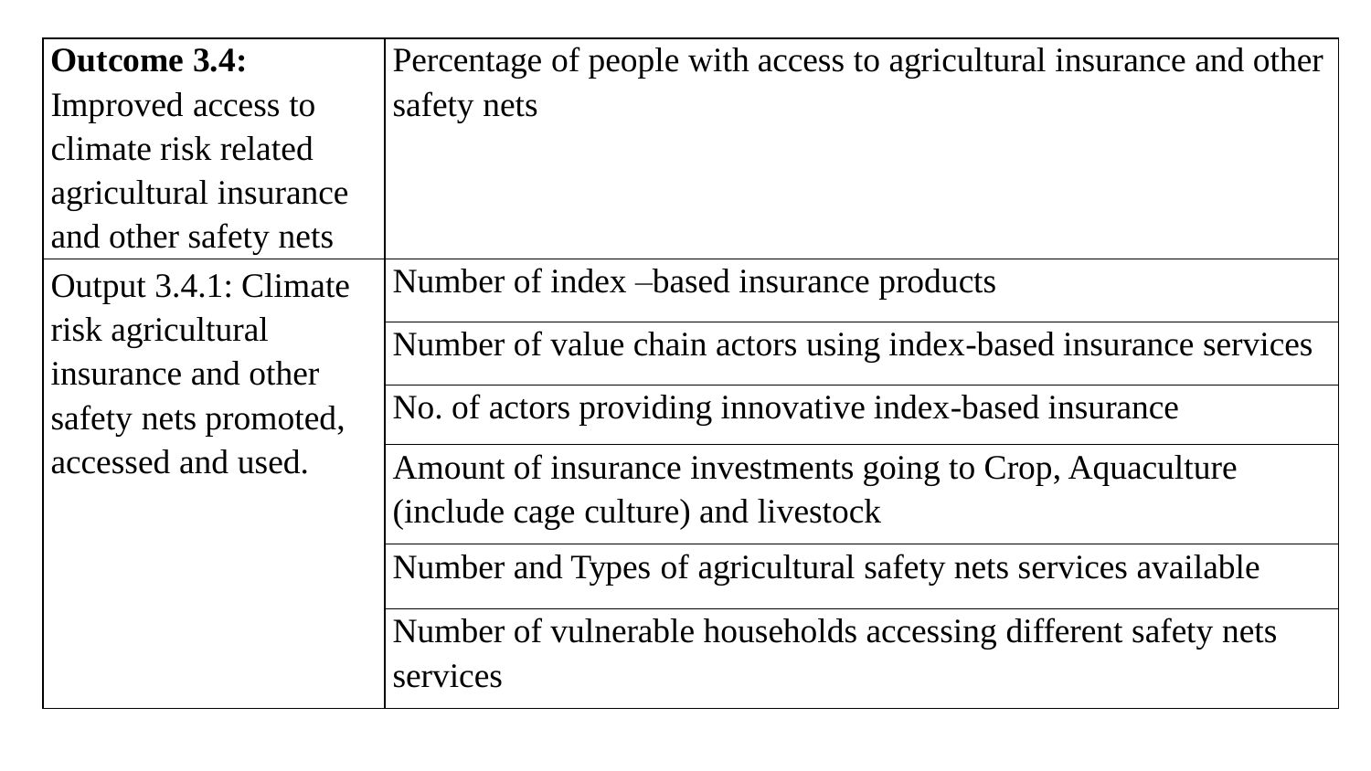| **Outcome 3.4:** Improved access to climate risk related agricultural insurance and other safety nets | Percentage of people with access to agricultural insurance and other safety nets |
|---|---|
| Output 3.4.1: Climate risk agricultural insurance and other safety nets promoted, accessed and used. | Number of index –based insurance products |
| | Number of value chain actors using index-based insurance services |
| | No. of actors providing innovative index-based insurance |
| | Amount of insurance investments going to Crop, Aquaculture (include cage culture) and livestock |
| | Number and Types of agricultural safety nets services available |
| | Number of vulnerable households accessing different safety nets services |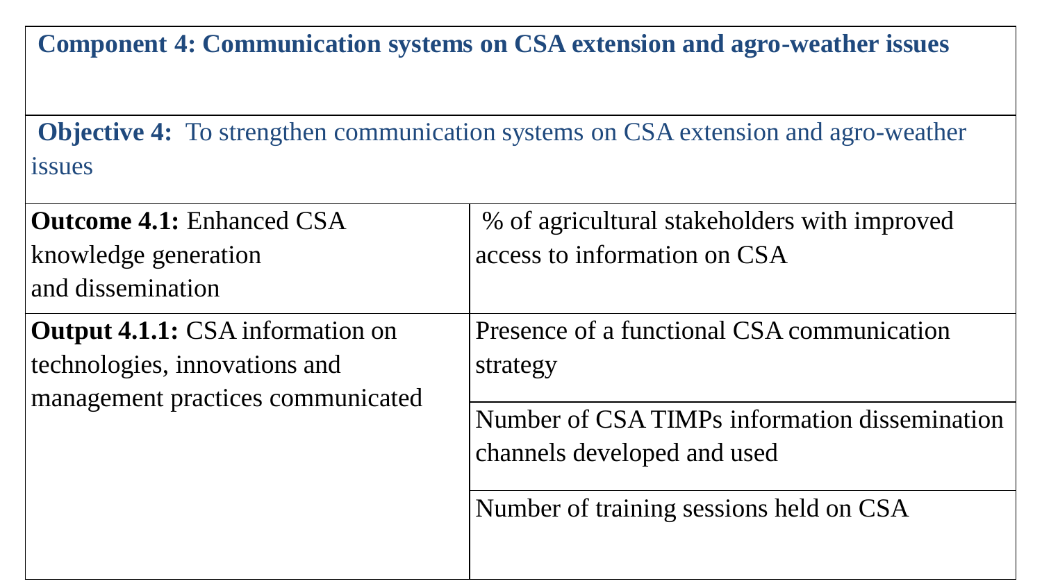| **Component 4: Communication systems on CSA extension and agro-weather issues** | |
|---|---|
| **Objective 4:** To strengthen communication systems on CSA extension and agro-weather issues | |
| **Outcome 4.1:** Enhanced CSA knowledge generation and dissemination | % of agricultural stakeholders with improved access to information on CSA |
| **Output 4.1.1:** CSA information on technologies, innovations and management practices communicated | Presence of a functional CSA communication strategy |
| | Number of CSA TIMPs information dissemination channels developed and used |
| | Number of training sessions held on CSA |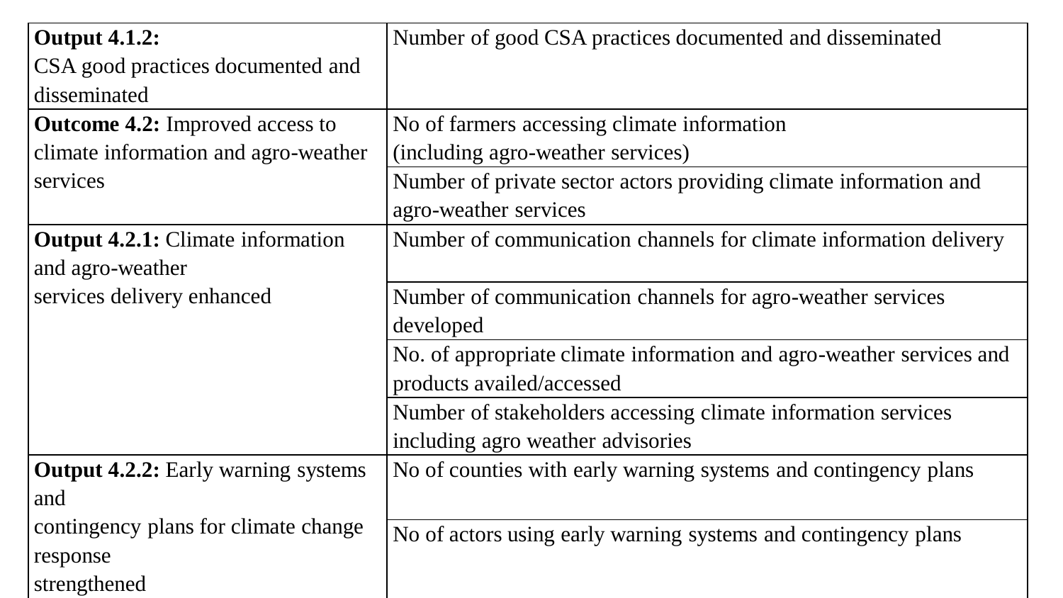| | |
|---|---|
| **Output 4.1.2:** CSA good practices documented and disseminated | Number of good CSA practices documented and disseminated |
| **Outcome 4.2:** Improved access to climate information and agro-weather services | No of farmers accessing climate information (including agro-weather services) |
| | Number of private sector actors providing climate information and agro-weather services |
| **Output 4.2.1:** Climate information and agro-weather services delivery enhanced | Number of communication channels for climate information delivery |
| | Number of communication channels for agro-weather services developed |
| | No. of appropriate climate information and agro-weather services and products availed/accessed |
| | Number of stakeholders accessing climate information services including agro weather advisories |
| **Output 4.2.2:** Early warning systems and contingency plans for climate change response strengthened | No of counties with early warning systems and contingency plans |
| | No of actors using early warning systems and contingency plans |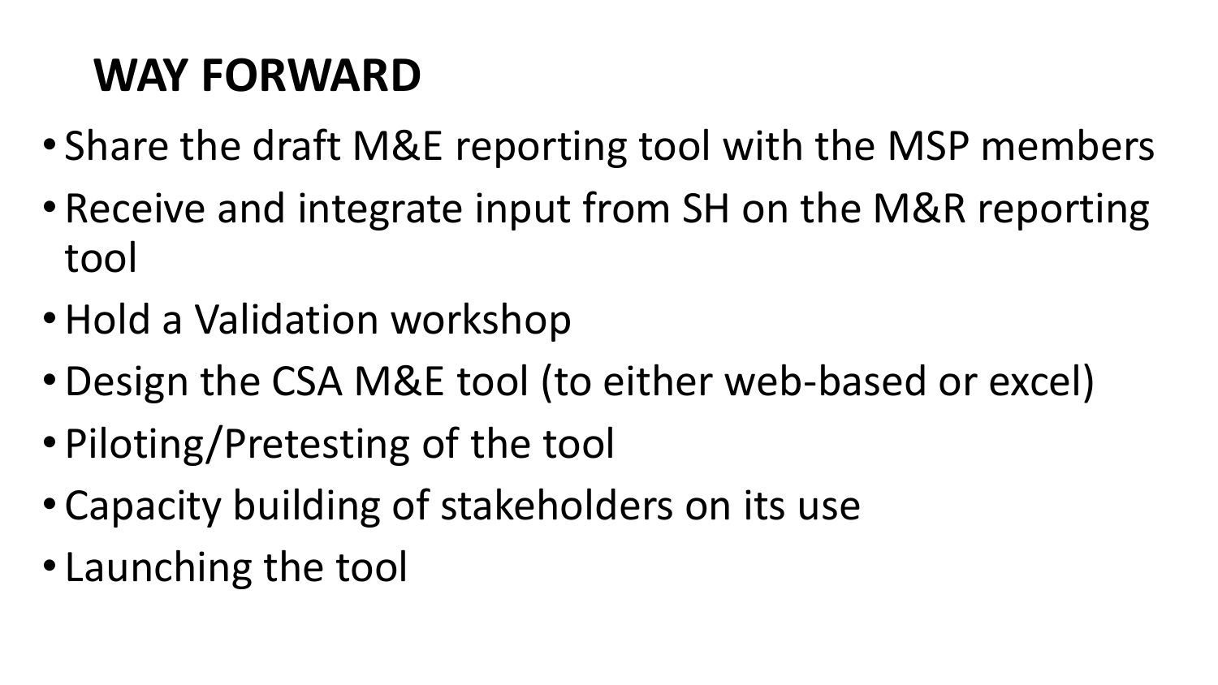# WAY FORWARD

- Share the draft M&E reporting tool with the MSP members
- Receive and integrate input from SH on the M&R reporting tool
- Hold a Validation workshop
- Design the CSA M&E tool (to either web-based or excel)
- Piloting/Pretesting of the tool
- Capacity building of stakeholders on its use
- Launching the tool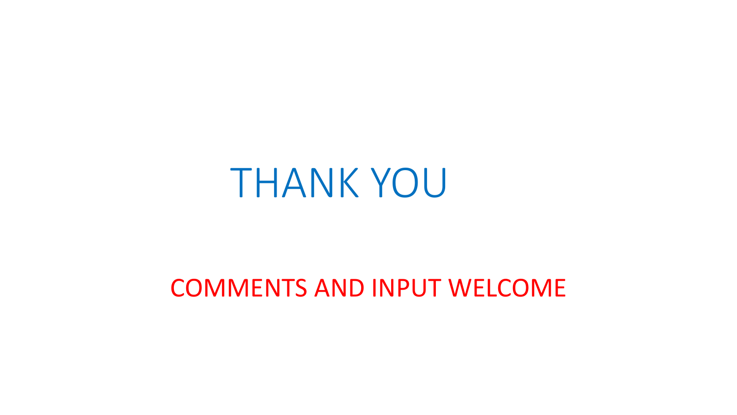# THANK YOU

COMMENTS AND INPUT WELCOME